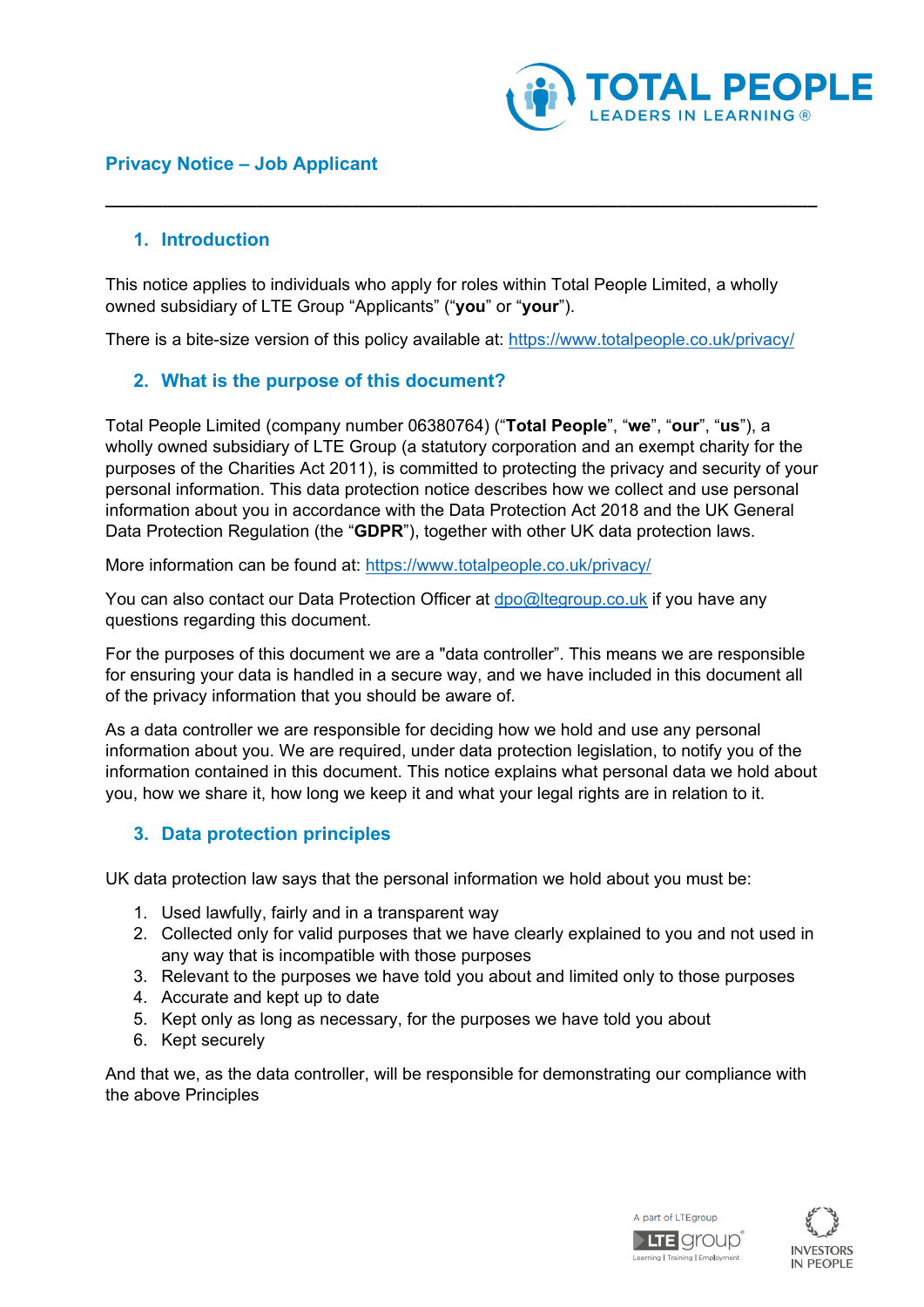# Privacy Notice – Job Applicant

---

## 1. Introduction

This notice applies to individuals who apply for roles within Total People Limited, a wholly owned subsidiary of LTE Group "Applicants" ("**you**" or "**your**").

There is a bite-size version of this policy available at: https://www.totalpeople.co.uk/privacy/

## 2. What is the purpose of this document?

Total People Limited (company number 06380764) ("**Total People**", "**we**", "**our**", "**us**"), a wholly owned subsidiary of LTE Group (a statutory corporation and an exempt charity for the purposes of the Charities Act 2011), is committed to protecting the privacy and security of your personal information. This data protection notice describes how we collect and use personal information about you in accordance with the Data Protection Act 2018 and the UK General Data Protection Regulation (the "**GDPR**"), together with other UK data protection laws.

More information can be found at: https://www.totalpeople.co.uk/privacy/

You can also contact our Data Protection Officer at dpo@ltegroup.co.uk if you have any questions regarding this document.

For the purposes of this document we are a "data controller". This means we are responsible for ensuring your data is handled in a secure way, and we have included in this document all of the privacy information that you should be aware of.

As a data controller we are responsible for deciding how we hold and use any personal information about you. We are required, under data protection legislation, to notify you of the information contained in this document. This notice explains what personal data we hold about you, how we share it, how long we keep it and what your legal rights are in relation to it.

## 3. Data protection principles

UK data protection law says that the personal information we hold about you must be:

1. Used lawfully, fairly and in a transparent way
2. Collected only for valid purposes that we have clearly explained to you and not used in any way that is incompatible with those purposes
3. Relevant to the purposes we have told you about and limited only to those purposes
4. Accurate and kept up to date
5. Kept only as long as necessary, for the purposes we have told you about
6. Kept securely

And that we, as the data controller, will be responsible for demonstrating our compliance with the above Principles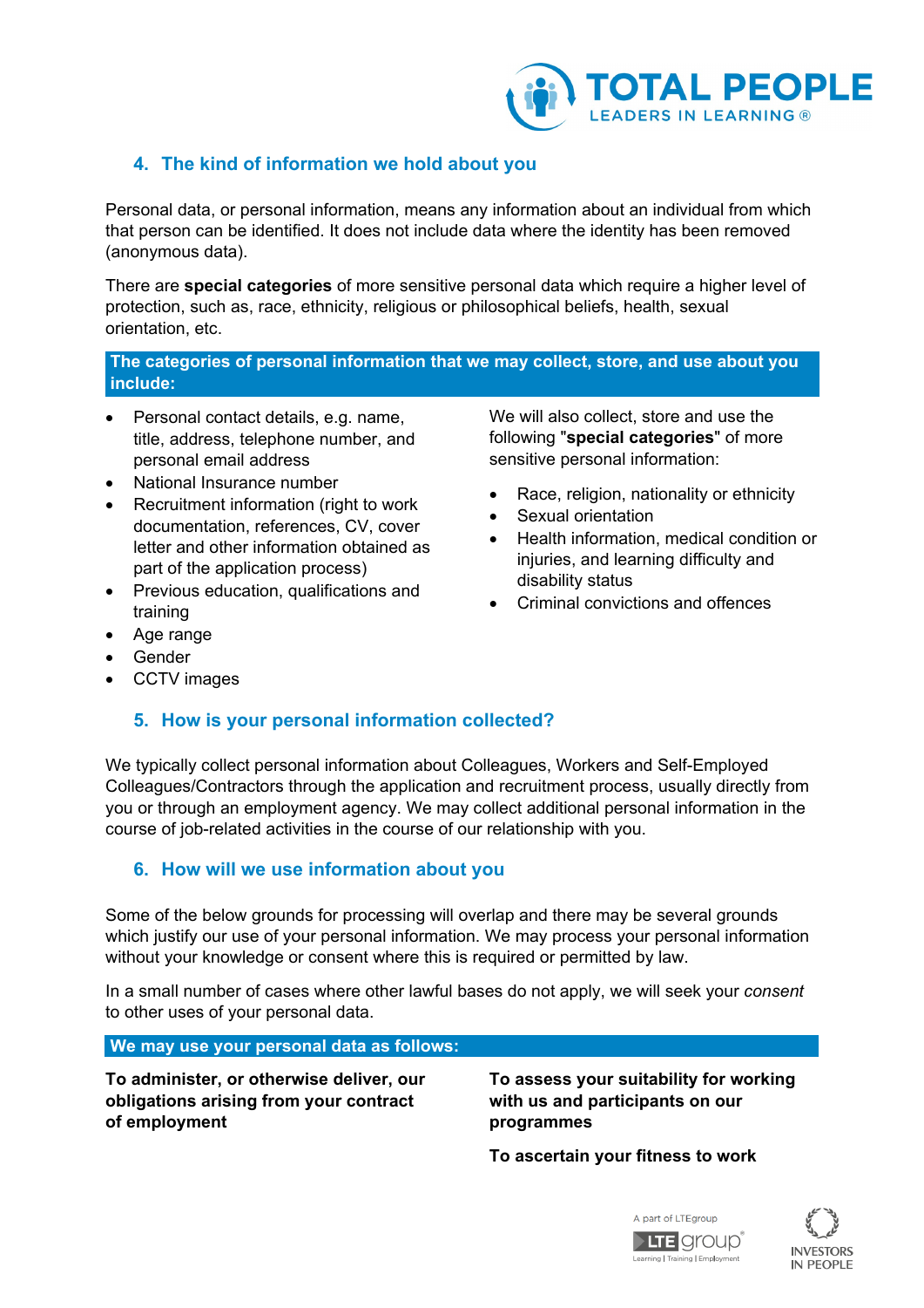## 4. The kind of information we hold about you

Personal data, or personal information, means any information about an individual from which that person can be identified. It does not include data where the identity has been removed (anonymous data).

There are **special categories** of more sensitive personal data which require a higher level of protection, such as, race, ethnicity, religious or philosophical beliefs, health, sexual orientation, etc.

**The categories of personal information that we may collect, store, and use about you include:**

- Personal contact details, e.g. name, title, address, telephone number, and personal email address
- National Insurance number
- Recruitment information (right to work documentation, references, CV, cover letter and other information obtained as part of the application process)
- Previous education, qualifications and training
- Age range
- Gender
- CCTV images

We will also collect, store and use the following "**special categories**" of more sensitive personal information:

- Race, religion, nationality or ethnicity
- Sexual orientation
- Health information, medical condition or injuries, and learning difficulty and disability status
- Criminal convictions and offences

## 5. How is your personal information collected?

We typically collect personal information about Colleagues, Workers and Self-Employed Colleagues/Contractors through the application and recruitment process, usually directly from you or through an employment agency. We may collect additional personal information in the course of job-related activities in the course of our relationship with you.

## 6. How will we use information about you

Some of the below grounds for processing will overlap and there may be several grounds which justify our use of your personal information. We may process your personal information without your knowledge or consent where this is required or permitted by law.

In a small number of cases where other lawful bases do not apply, we will seek your *consent* to other uses of your personal data.

**We may use your personal data as follows:**

**To administer, or otherwise deliver, our obligations arising from your contract of employment**

**To assess your suitability for working with us and participants on our programmes**

**To ascertain your fitness to work**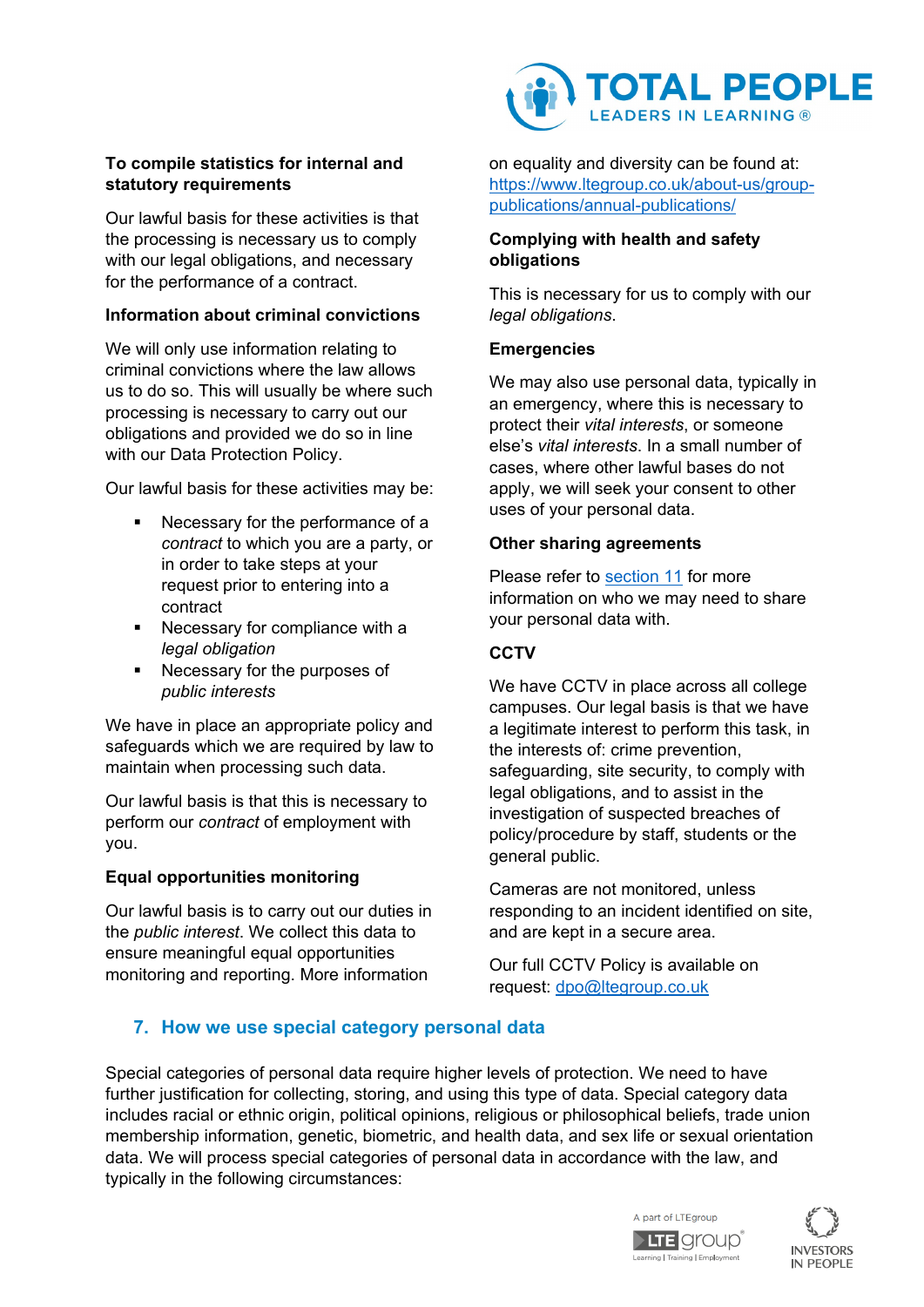**To compile statistics for internal and statutory requirements**

Our lawful basis for these activities is that the processing is necessary us to comply with our legal obligations, and necessary for the performance of a contract.

**Information about criminal convictions**

We will only use information relating to criminal convictions where the law allows us to do so. This will usually be where such processing is necessary to carry out our obligations and provided we do so in line with our Data Protection Policy.

Our lawful basis for these activities may be:

- Necessary for the performance of a *contract* to which you are a party, or in order to take steps at your request prior to entering into a contract
- Necessary for compliance with a *legal obligation*
- Necessary for the purposes of *public interests*

We have in place an appropriate policy and safeguards which we are required by law to maintain when processing such data.

Our lawful basis is that this is necessary to perform our *contract* of employment with you.

**Equal opportunities monitoring**

Our lawful basis is to carry out our duties in the *public interest*. We collect this data to ensure meaningful equal opportunities monitoring and reporting. More information on equality and diversity can be found at: [https://www.ltegroup.co.uk/about-us/group-publications/annual-publications/](https://www.ltegroup.co.uk/about-us/group-publications/annual-publications/)

**Complying with health and safety obligations**

This is necessary for us to comply with our *legal obligations*.

**Emergencies**

We may also use personal data, typically in an emergency, where this is necessary to protect their *vital interests*, or someone else's *vital interests*. In a small number of cases, where other lawful bases do not apply, we will seek your consent to other uses of your personal data.

**Other sharing agreements**

Please refer to section 11 for more information on who we may need to share your personal data with.

**CCTV**

We have CCTV in place across all college campuses. Our legal basis is that we have a legitimate interest to perform this task, in the interests of: crime prevention, safeguarding, site security, to comply with legal obligations, and to assist in the investigation of suspected breaches of policy/procedure by staff, students or the general public.

Cameras are not monitored, unless responding to an incident identified on site, and are kept in a secure area.

Our full CCTV Policy is available on request: [dpo@ltegroup.co.uk](mailto:dpo@ltegroup.co.uk)

## 7. How we use special category personal data

Special categories of personal data require higher levels of protection. We need to have further justification for collecting, storing, and using this type of data. Special category data includes racial or ethnic origin, political opinions, religious or philosophical beliefs, trade union membership information, genetic, biometric, and health data, and sex life or sexual orientation data. We will process special categories of personal data in accordance with the law, and typically in the following circumstances: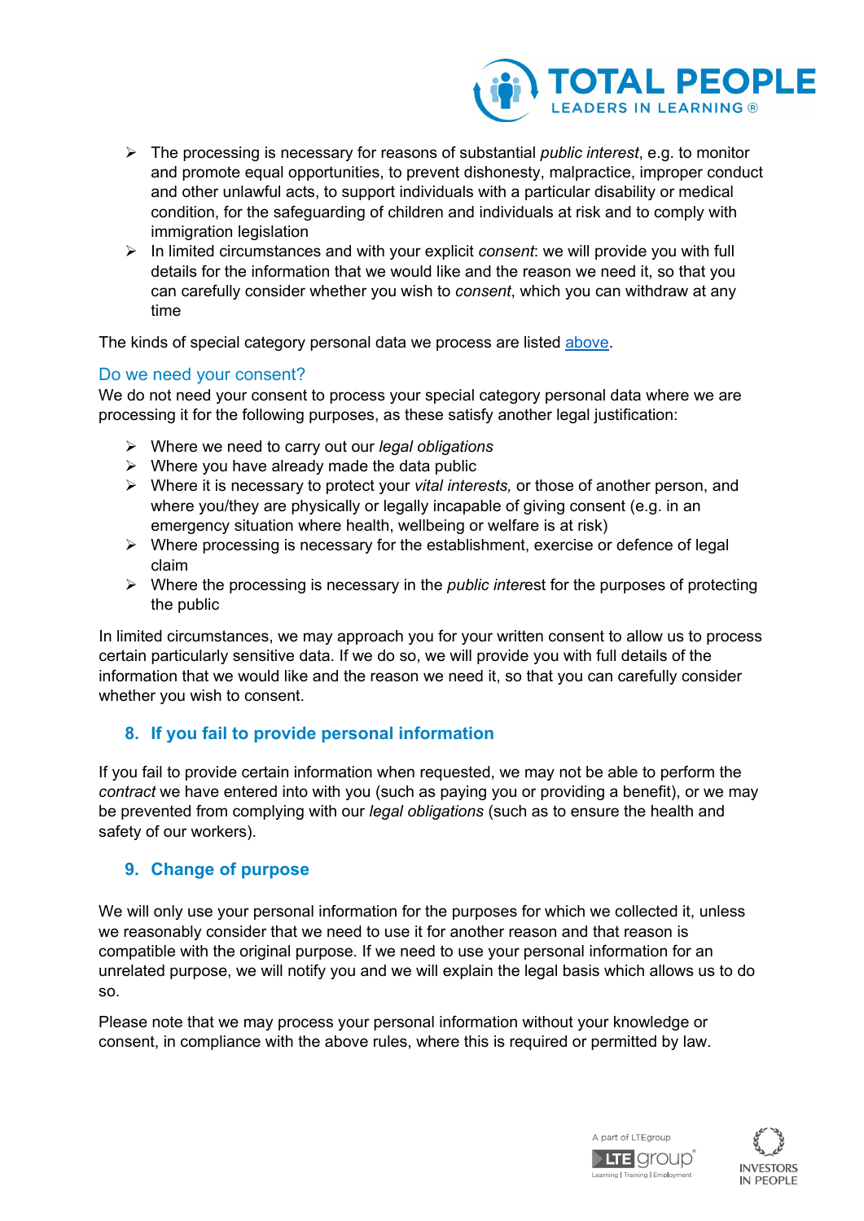- The processing is necessary for reasons of substantial *public interest*, e.g. to monitor and promote equal opportunities, to prevent dishonesty, malpractice, improper conduct and other unlawful acts, to support individuals with a particular disability or medical condition, for the safeguarding of children and individuals at risk and to comply with immigration legislation
- In limited circumstances and with your explicit *consent*: we will provide you with full details for the information that we would like and the reason we need it, so that you can carefully consider whether you wish to *consent*, which you can withdraw at any time

The kinds of special category personal data we process are listed [above](#).

### Do we need your consent?

We do not need your consent to process your special category personal data where we are processing it for the following purposes, as these satisfy another legal justification:

- Where we need to carry out our *legal obligations*
- Where you have already made the data public
- Where it is necessary to protect your *vital interests,* or those of another person, and where you/they are physically or legally incapable of giving consent (e.g. in an emergency situation where health, wellbeing or welfare is at risk)
- Where processing is necessary for the establishment, exercise or defence of legal claim
- Where the processing is necessary in the *public inter*est for the purposes of protecting the public

In limited circumstances, we may approach you for your written consent to allow us to process certain particularly sensitive data. If we do so, we will provide you with full details of the information that we would like and the reason we need it, so that you can carefully consider whether you wish to consent.

## 8. If you fail to provide personal information

If you fail to provide certain information when requested, we may not be able to perform the *contract* we have entered into with you (such as paying you or providing a benefit), or we may be prevented from complying with our *legal obligations* (such as to ensure the health and safety of our workers).

## 9. Change of purpose

We will only use your personal information for the purposes for which we collected it, unless we reasonably consider that we need to use it for another reason and that reason is compatible with the original purpose. If we need to use your personal information for an unrelated purpose, we will notify you and we will explain the legal basis which allows us to do so.

Please note that we may process your personal information without your knowledge or consent, in compliance with the above rules, where this is required or permitted by law.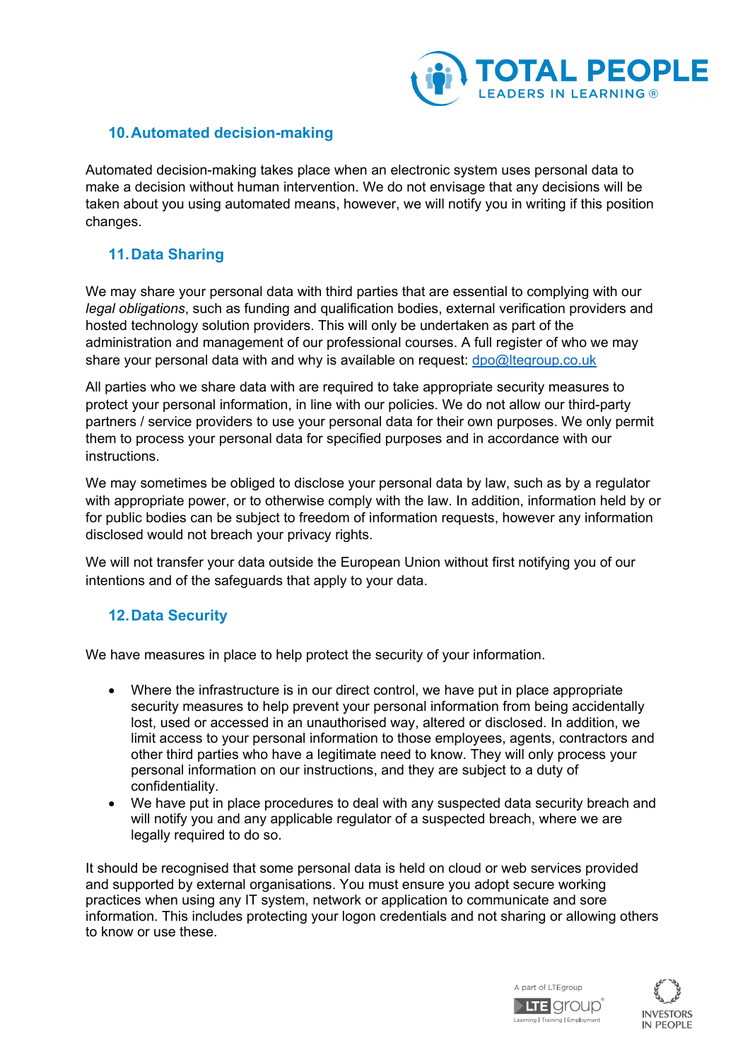## 10. Automated decision-making

Automated decision-making takes place when an electronic system uses personal data to make a decision without human intervention. We do not envisage that any decisions will be taken about you using automated means, however, we will notify you in writing if this position changes.

## 11. Data Sharing

We may share your personal data with third parties that are essential to complying with our *legal obligations*, such as funding and qualification bodies, external verification providers and hosted technology solution providers. This will only be undertaken as part of the administration and management of our professional courses. A full register of who we may share your personal data with and why is available on request: dpo@ltegroup.co.uk

All parties who we share data with are required to take appropriate security measures to protect your personal information, in line with our policies. We do not allow our third-party partners / service providers to use your personal data for their own purposes. We only permit them to process your personal data for specified purposes and in accordance with our instructions.

We may sometimes be obliged to disclose your personal data by law, such as by a regulator with appropriate power, or to otherwise comply with the law. In addition, information held by or for public bodies can be subject to freedom of information requests, however any information disclosed would not breach your privacy rights.

We will not transfer your data outside the European Union without first notifying you of our intentions and of the safeguards that apply to your data.

## 12. Data Security

We have measures in place to help protect the security of your information.

- Where the infrastructure is in our direct control, we have put in place appropriate security measures to help prevent your personal information from being accidentally lost, used or accessed in an unauthorised way, altered or disclosed. In addition, we limit access to your personal information to those employees, agents, contractors and other third parties who have a legitimate need to know. They will only process your personal information on our instructions, and they are subject to a duty of confidentiality.
- We have put in place procedures to deal with any suspected data security breach and will notify you and any applicable regulator of a suspected breach, where we are legally required to do so.

It should be recognised that some personal data is held on cloud or web services provided and supported by external organisations. You must ensure you adopt secure working practices when using any IT system, network or application to communicate and sore information. This includes protecting your logon credentials and not sharing or allowing others to know or use these.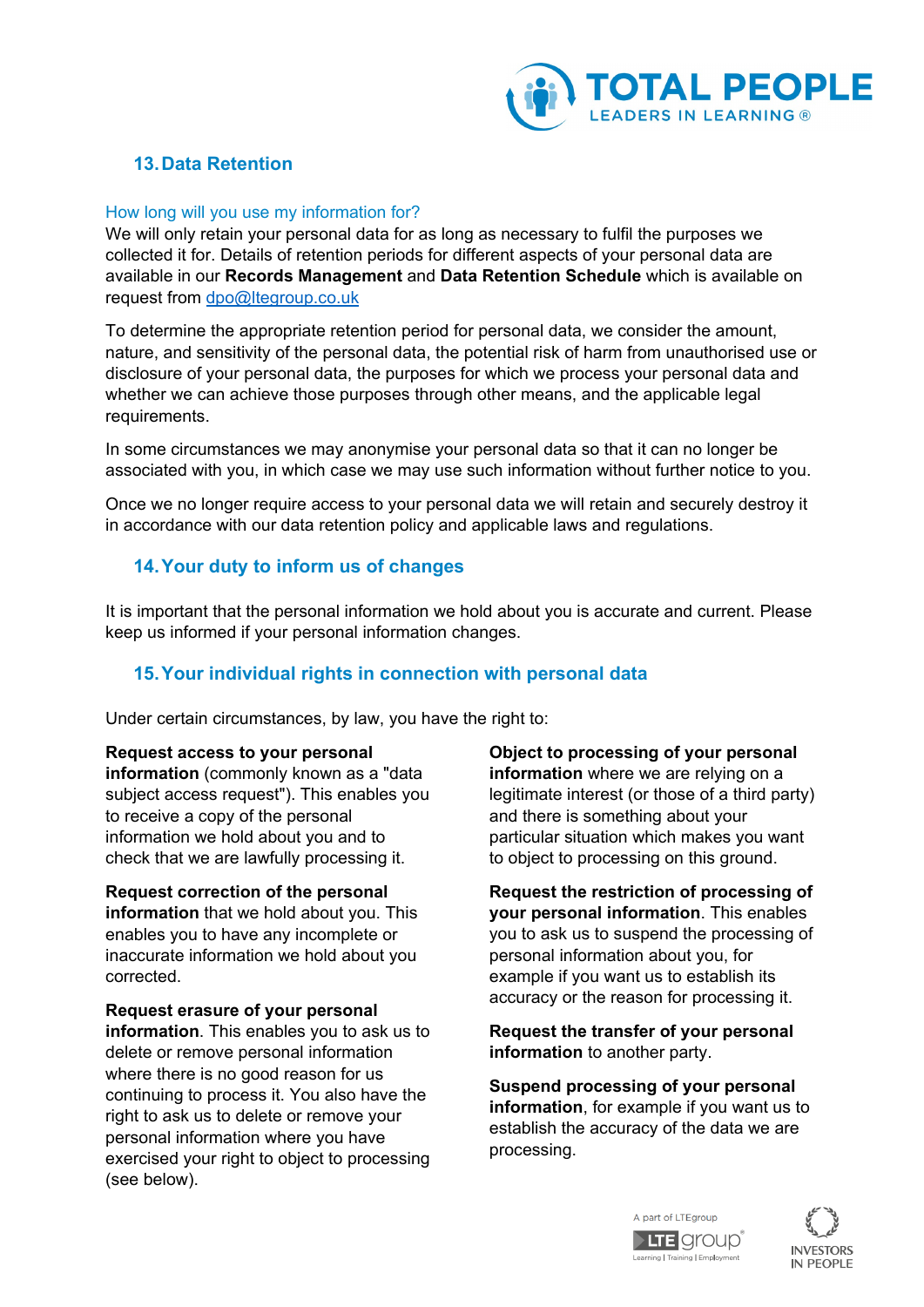## 13. Data Retention

### How long will you use my information for?

We will only retain your personal data for as long as necessary to fulfil the purposes we collected it for. Details of retention periods for different aspects of your personal data are available in our **Records Management** and **Data Retention Schedule** which is available on request from dpo@ltegroup.co.uk

To determine the appropriate retention period for personal data, we consider the amount, nature, and sensitivity of the personal data, the potential risk of harm from unauthorised use or disclosure of your personal data, the purposes for which we process your personal data and whether we can achieve those purposes through other means, and the applicable legal requirements.

In some circumstances we may anonymise your personal data so that it can no longer be associated with you, in which case we may use such information without further notice to you.

Once we no longer require access to your personal data we will retain and securely destroy it in accordance with our data retention policy and applicable laws and regulations.

## 14. Your duty to inform us of changes

It is important that the personal information we hold about you is accurate and current. Please keep us informed if your personal information changes.

## 15. Your individual rights in connection with personal data

Under certain circumstances, by law, you have the right to:

**Request access to your personal information** (commonly known as a "data subject access request"). This enables you to receive a copy of the personal information we hold about you and to check that we are lawfully processing it.

**Request correction of the personal information** that we hold about you. This enables you to have any incomplete or inaccurate information we hold about you corrected.

**Request erasure of your personal information**. This enables you to ask us to delete or remove personal information where there is no good reason for us continuing to process it. You also have the right to ask us to delete or remove your personal information where you have exercised your right to object to processing (see below).

**Object to processing of your personal information** where we are relying on a legitimate interest (or those of a third party) and there is something about your particular situation which makes you want to object to processing on this ground.

**Request the restriction of processing of your personal information**. This enables you to ask us to suspend the processing of personal information about you, for example if you want us to establish its accuracy or the reason for processing it.

**Request the transfer of your personal information** to another party.

**Suspend processing of your personal information**, for example if you want us to establish the accuracy of the data we are processing.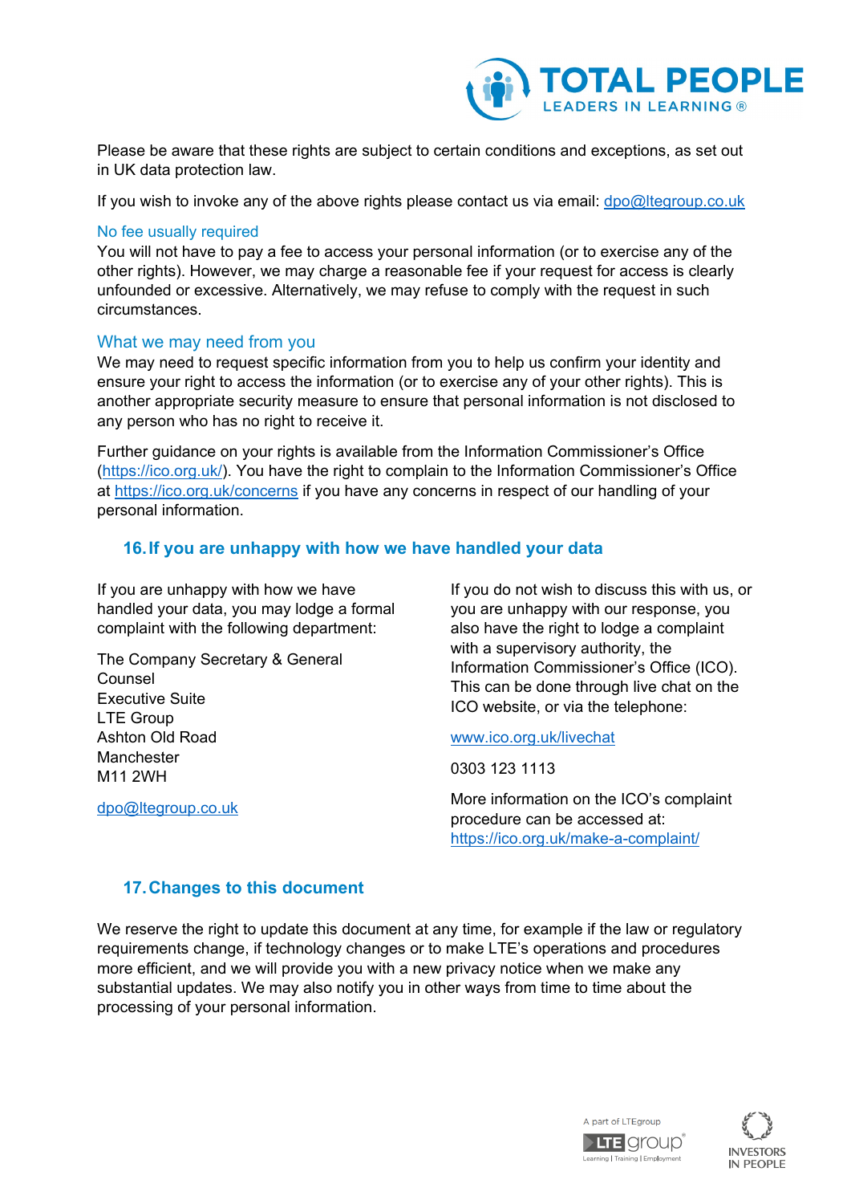Please be aware that these rights are subject to certain conditions and exceptions, as set out in UK data protection law.

If you wish to invoke any of the above rights please contact us via email: dpo@ltegroup.co.uk

### No fee usually required

You will not have to pay a fee to access your personal information (or to exercise any of the other rights). However, we may charge a reasonable fee if your request for access is clearly unfounded or excessive. Alternatively, we may refuse to comply with the request in such circumstances.

### What we may need from you

We may need to request specific information from you to help us confirm your identity and ensure your right to access the information (or to exercise any of your other rights). This is another appropriate security measure to ensure that personal information is not disclosed to any person who has no right to receive it.

Further guidance on your rights is available from the Information Commissioner's Office (https://ico.org.uk/). You have the right to complain to the Information Commissioner's Office at https://ico.org.uk/concerns if you have any concerns in respect of our handling of your personal information.

## 16. If you are unhappy with how we have handled your data

If you are unhappy with how we have handled your data, you may lodge a formal complaint with the following department:

The Company Secretary & General Counsel  
Executive Suite  
LTE Group  
Ashton Old Road  
Manchester  
M11 2WH

dpo@ltegroup.co.uk

If you do not wish to discuss this with us, or you are unhappy with our response, you also have the right to lodge a complaint with a supervisory authority, the Information Commissioner's Office (ICO). This can be done through live chat on the ICO website, or via the telephone:

www.ico.org.uk/livechat

0303 123 1113

More information on the ICO's complaint procedure can be accessed at: https://ico.org.uk/make-a-complaint/

## 17. Changes to this document

We reserve the right to update this document at any time, for example if the law or regulatory requirements change, if technology changes or to make LTE's operations and procedures more efficient, and we will provide you with a new privacy notice when we make any substantial updates. We may also notify you in other ways from time to time about the processing of your personal information.